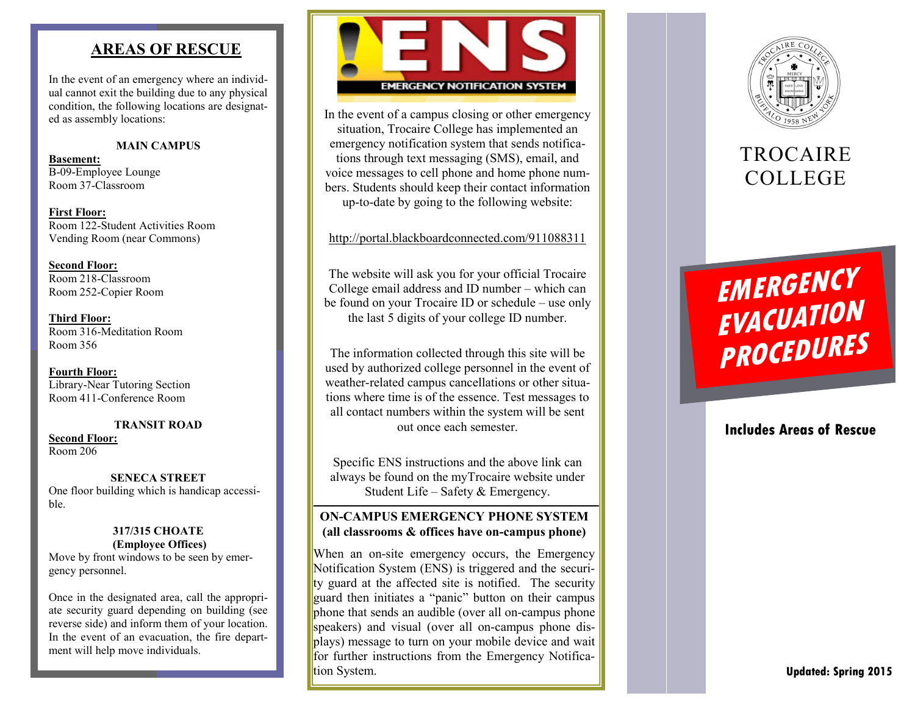## AREAS OF RESCUE

In the event of an emergency where an individual cannot exit the building due to any physical condition, the following locations are designated as assembly locations:

### MAIN CAMPUS

**Basement:**
B-09-Employee Lounge
Room 37-Classroom

**First Floor:**
Room 122-Student Activities Room
Vending Room (near Commons)

**Second Floor:**
Room 218-Classroom
Room 252-Copier Room

**Third Floor:**
Room 316-Meditation Room
Room 356

**Fourth Floor:**
Library-Near Tutoring Section
Room 411-Conference Room

### TRANSIT ROAD

**Second Floor:**
Room 206

### SENECA STREET

One floor building which is handicap accessible.

### 317/315 CHOATE
**(Employee Offices)**

Move by front windows to be seen by emergency personnel.

Once in the designated area, call the appropriate security guard depending on building (see reverse side) and inform them of your location. In the event of an evacuation, the fire department will help move individuals.

## !ENS

EMERGENCY NOTIFICATION SYSTEM

In the event of a campus closing or other emergency situation, Trocaire College has implemented an emergency notification system that sends notifications through text messaging (SMS), email, and voice messages to cell phone and home phone numbers. Students should keep their contact information up-to-date by going to the following website:

http://portal.blackboardconnected.com/911088311

The website will ask you for your official Trocaire College email address and ID number – which can be found on your Trocaire ID or schedule – use only the last 5 digits of your college ID number.

The information collected through this site will be used by authorized college personnel in the event of weather-related campus cancellations or other situations where time is of the essence. Test messages to all contact numbers within the system will be sent out once each semester.

Specific ENS instructions and the above link can always be found on the myTrocaire website under Student Life – Safety & Emergency.

### ON-CAMPUS EMERGENCY PHONE SYSTEM
**(all classrooms & offices have on-campus phone)**

When an on-site emergency occurs, the Emergency Notification System (ENS) is triggered and the security guard at the affected site is notified. The security guard then initiates a "panic" button on their campus phone that sends an audible (over all on-campus phone speakers) and visual (over all on-campus phone displays) message to turn on your mobile device and wait for further instructions from the Emergency Notification System.

TROCAIRE COLLEGE

# EMERGENCY EVACUATION PROCEDURES

**Includes Areas of Rescue**

**Updated: Spring 2015**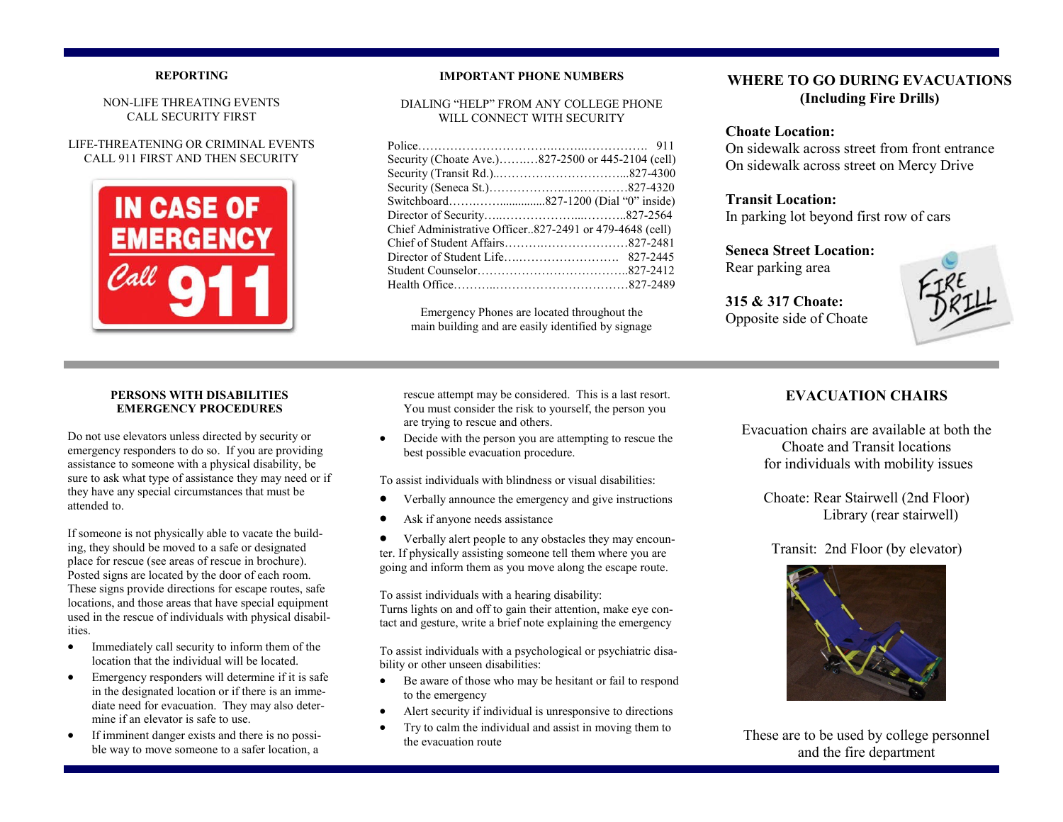## REPORTING

NON-LIFE THREATENING EVENTS
CALL SECURITY FIRST

LIFE-THREATENING OR CRIMINAL EVENTS
CALL 911 FIRST AND THEN SECURITY

IN CASE OF EMERGENCY Call 911

## IMPORTANT PHONE NUMBERS

DIALING "HELP" FROM ANY COLLEGE PHONE
WILL CONNECT WITH SECURITY

Police……………………………………………… 911
Security (Choate Ave.)………827-2500 or 445-2104 (cell)
Security (Transit Rd.)…………………………...827-4300
Security (Seneca St.)……………………………827-4320
Switchboard……………………827-1200 (Dial "0" inside)
Director of Security…………………………….827-2564
Chief Administrative Officer..827-2491 or 479-4648 (cell)
Chief of Student Affairs………………………827-2481
Director of Student Life………………………… 827-2445
Student Counselor………………………………..827-2412
Health Office……………………………………827-2489

Emergency Phones are located throughout the main building and are easily identified by signage

## WHERE TO GO DURING EVACUATIONS (Including Fire Drills)

**Choate Location:**
On sidewalk across street from front entrance
On sidewalk across street on Mercy Drive

**Transit Location:**
In parking lot beyond first row of cars

**Seneca Street Location:**
Rear parking area

**315 & 317 Choate:**
Opposite side of Choate

FIRE DRILL

## PERSONS WITH DISABILITIES EMERGENCY PROCEDURES

Do not use elevators unless directed by security or emergency responders to do so. If you are providing assistance to someone with a physical disability, be sure to ask what type of assistance they may need or if they have any special circumstances that must be attended to.

If someone is not physically able to vacate the building, they should be moved to a safe or designated place for rescue (see areas of rescue in brochure). Posted signs are located by the door of each room. These signs provide directions for escape routes, safe locations, and those areas that have special equipment used in the rescue of individuals with physical disabilities.

- Immediately call security to inform them of the location that the individual will be located.
- Emergency responders will determine if it is safe in the designated location or if there is an immediate need for evacuation. They may also determine if an elevator is safe to use.
- If imminent danger exists and there is no possible way to move someone to a safer location, a rescue attempt may be considered. This is a last resort. You must consider the risk to yourself, the person you are trying to rescue and others.
- Decide with the person you are attempting to rescue the best possible evacuation procedure.

To assist individuals with blindness or visual disabilities:

- Verbally announce the emergency and give instructions
- Ask if anyone needs assistance
- Verbally alert people to any obstacles they may encounter. If physically assisting someone tell them where you are going and inform them as you move along the escape route.

To assist individuals with a hearing disability:
Turns lights on and off to gain their attention, make eye contact and gesture, write a brief note explaining the emergency

To assist individuals with a psychological or psychiatric disability or other unseen disabilities:

- Be aware of those who may be hesitant or fail to respond to the emergency
- Alert security if individual is unresponsive to directions
- Try to calm the individual and assist in moving them to the evacuation route

## EVACUATION CHAIRS

Evacuation chairs are available at both the Choate and Transit locations for individuals with mobility issues

Choate: Rear Stairwell (2nd Floor)
Library (rear stairwell)

Transit: 2nd Floor (by elevator)

These are to be used by college personnel and the fire department